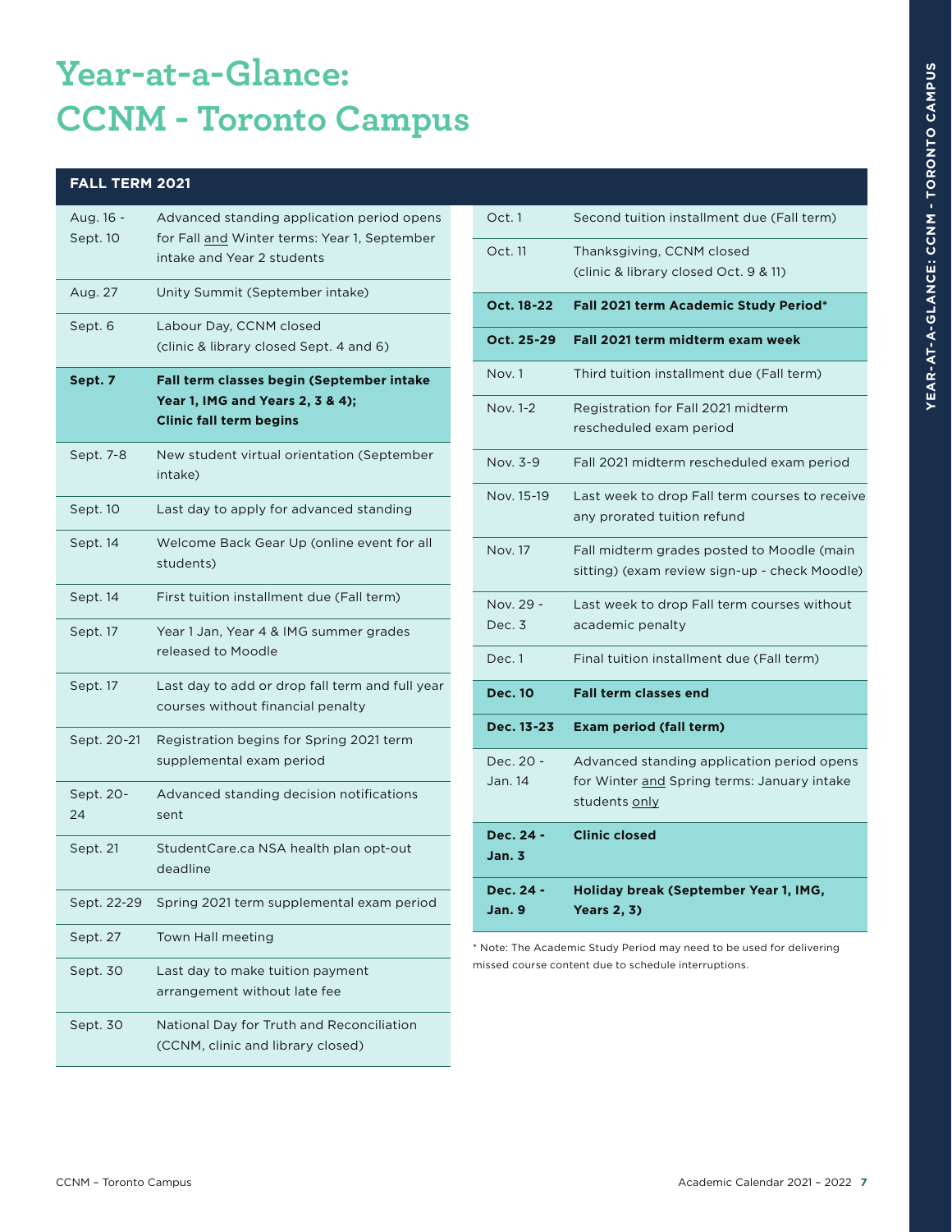# Year-at-a-Glance: CCNM - Toronto Campus

## FALL TERM 2021

| Date | Event |
|---|---|
| Aug. 16 - Sept. 10 | Advanced standing application period opens for Fall and Winter terms: Year 1, September intake and Year 2 students |
| Aug. 27 | Unity Summit (September intake) |
| Sept. 6 | Labour Day, CCNM closed (clinic & library closed Sept. 4 and 6) |
| **Sept. 7** | **Fall term classes begin (September intake Year 1, IMG and Years 2, 3 & 4); Clinic fall term begins** |
| Sept. 7-8 | New student virtual orientation (September intake) |
| Sept. 10 | Last day to apply for advanced standing |
| Sept. 14 | Welcome Back Gear Up (online event for all students) |
| Sept. 14 | First tuition installment due (Fall term) |
| Sept. 17 | Year 1 Jan, Year 4 & IMG summer grades released to Moodle |
| Sept. 17 | Last day to add or drop fall term and full year courses without financial penalty |
| Sept. 20-21 | Registration begins for Spring 2021 term supplemental exam period |
| Sept. 20-24 | Advanced standing decision notifications sent |
| Sept. 21 | StudentCare.ca NSA health plan opt-out deadline |
| Sept. 22-29 | Spring 2021 term supplemental exam period |
| Sept. 27 | Town Hall meeting |
| Sept. 30 | Last day to make tuition payment arrangement without late fee |
| Sept. 30 | National Day for Truth and Reconciliation (CCNM, clinic and library closed) |
| Oct. 1 | Second tuition installment due (Fall term) |
| Oct. 11 | Thanksgiving, CCNM closed (clinic & library closed Oct. 9 & 11) |
| **Oct. 18-22** | **Fall 2021 term Academic Study Period*** |
| **Oct. 25-29** | **Fall 2021 term midterm exam week** |
| Nov. 1 | Third tuition installment due (Fall term) |
| Nov. 1-2 | Registration for Fall 2021 midterm rescheduled exam period |
| Nov. 3-9 | Fall 2021 midterm rescheduled exam period |
| Nov. 15-19 | Last week to drop Fall term courses to receive any prorated tuition refund |
| Nov. 17 | Fall midterm grades posted to Moodle (main sitting) (exam review sign-up - check Moodle) |
| Nov. 29 - Dec. 3 | Last week to drop Fall term courses without academic penalty |
| Dec. 1 | Final tuition installment due (Fall term) |
| **Dec. 10** | **Fall term classes end** |
| **Dec. 13-23** | **Exam period (fall term)** |
| Dec. 20 - Jan. 14 | Advanced standing application period opens for Winter and Spring terms: January intake students only |
| **Dec. 24 - Jan. 3** | **Clinic closed** |
| **Dec. 24 - Jan. 9** | **Holiday break (September Year 1, IMG, Years 2, 3)** |

* Note: The Academic Study Period may need to be used for delivering missed course content due to schedule interruptions.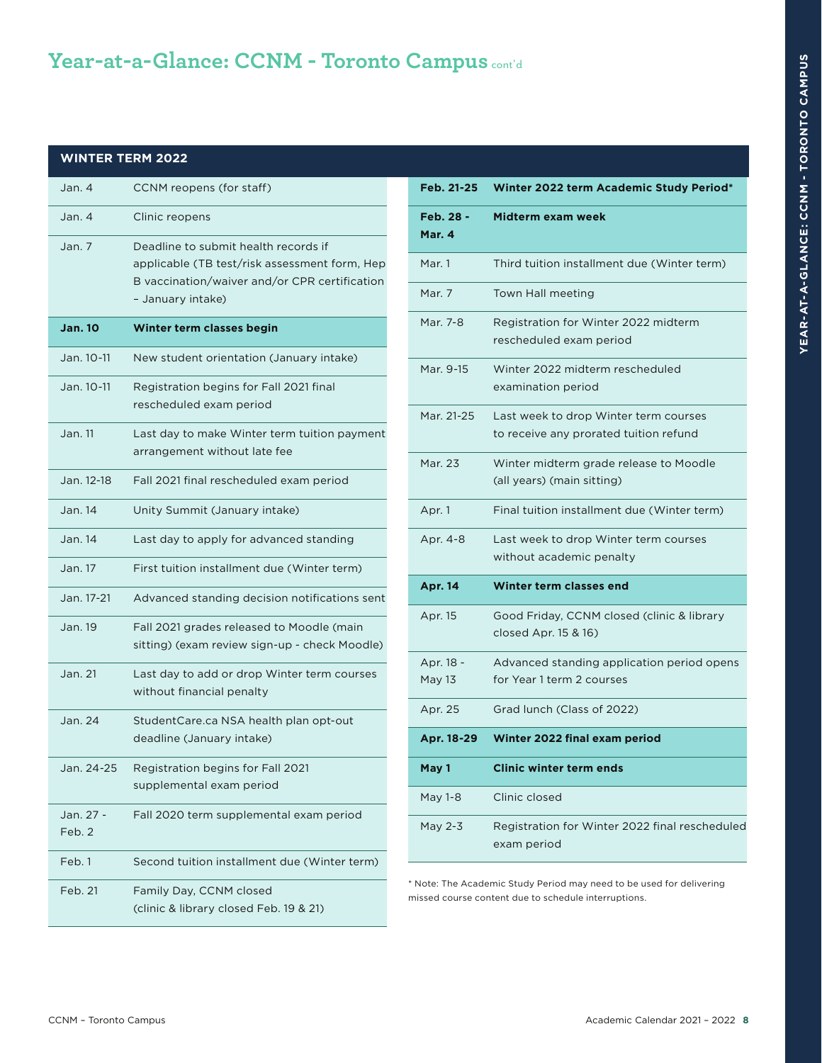# Year-at-a-Glance: CCNM - Toronto Campus cont'd

| WINTER TERM 2022 | |
|---|---|
| Jan. 4 | CCNM reopens (for staff) |
| Jan. 4 | Clinic reopens |
| Jan. 7 | Deadline to submit health records if applicable (TB test/risk assessment form, Hep B vaccination/waiver and/or CPR certification – January intake) |
| **Jan. 10** | **Winter term classes begin** |
| Jan. 10-11 | New student orientation (January intake) |
| Jan. 10-11 | Registration begins for Fall 2021 final rescheduled exam period |
| Jan. 11 | Last day to make Winter term tuition payment arrangement without late fee |
| Jan. 12-18 | Fall 2021 final rescheduled exam period |
| Jan. 14 | Unity Summit (January intake) |
| Jan. 14 | Last day to apply for advanced standing |
| Jan. 17 | First tuition installment due (Winter term) |
| Jan. 17-21 | Advanced standing decision notifications sent |
| Jan. 19 | Fall 2021 grades released to Moodle (main sitting) (exam review sign-up - check Moodle) |
| Jan. 21 | Last day to add or drop Winter term courses without financial penalty |
| Jan. 24 | StudentCare.ca NSA health plan opt-out deadline (January intake) |
| Jan. 24-25 | Registration begins for Fall 2021 supplemental exam period |
| Jan. 27 - Feb. 2 | Fall 2020 term supplemental exam period |
| Feb. 1 | Second tuition installment due (Winter term) |
| Feb. 21 | Family Day, CCNM closed (clinic & library closed Feb. 19 & 21) |
| **Feb. 21-25** | **Winter 2022 term Academic Study Period*** |
| **Feb. 28 - Mar. 4** | **Midterm exam week** |
| Mar. 1 | Third tuition installment due (Winter term) |
| Mar. 7 | Town Hall meeting |
| Mar. 7-8 | Registration for Winter 2022 midterm rescheduled exam period |
| Mar. 9-15 | Winter 2022 midterm rescheduled examination period |
| Mar. 21-25 | Last week to drop Winter term courses to receive any prorated tuition refund |
| Mar. 23 | Winter midterm grade release to Moodle (all years) (main sitting) |
| Apr. 1 | Final tuition installment due (Winter term) |
| Apr. 4-8 | Last week to drop Winter term courses without academic penalty |
| **Apr. 14** | **Winter term classes end** |
| Apr. 15 | Good Friday, CCNM closed (clinic & library closed Apr. 15 & 16) |
| Apr. 18 - May 13 | Advanced standing application period opens for Year 1 term 2 courses |
| Apr. 25 | Grad lunch (Class of 2022) |
| **Apr. 18-29** | **Winter 2022 final exam period** |
| **May 1** | **Clinic winter term ends** |
| May 1-8 | Clinic closed |
| May 2-3 | Registration for Winter 2022 final rescheduled exam period |

* Note: The Academic Study Period may need to be used for delivering missed course content due to schedule interruptions.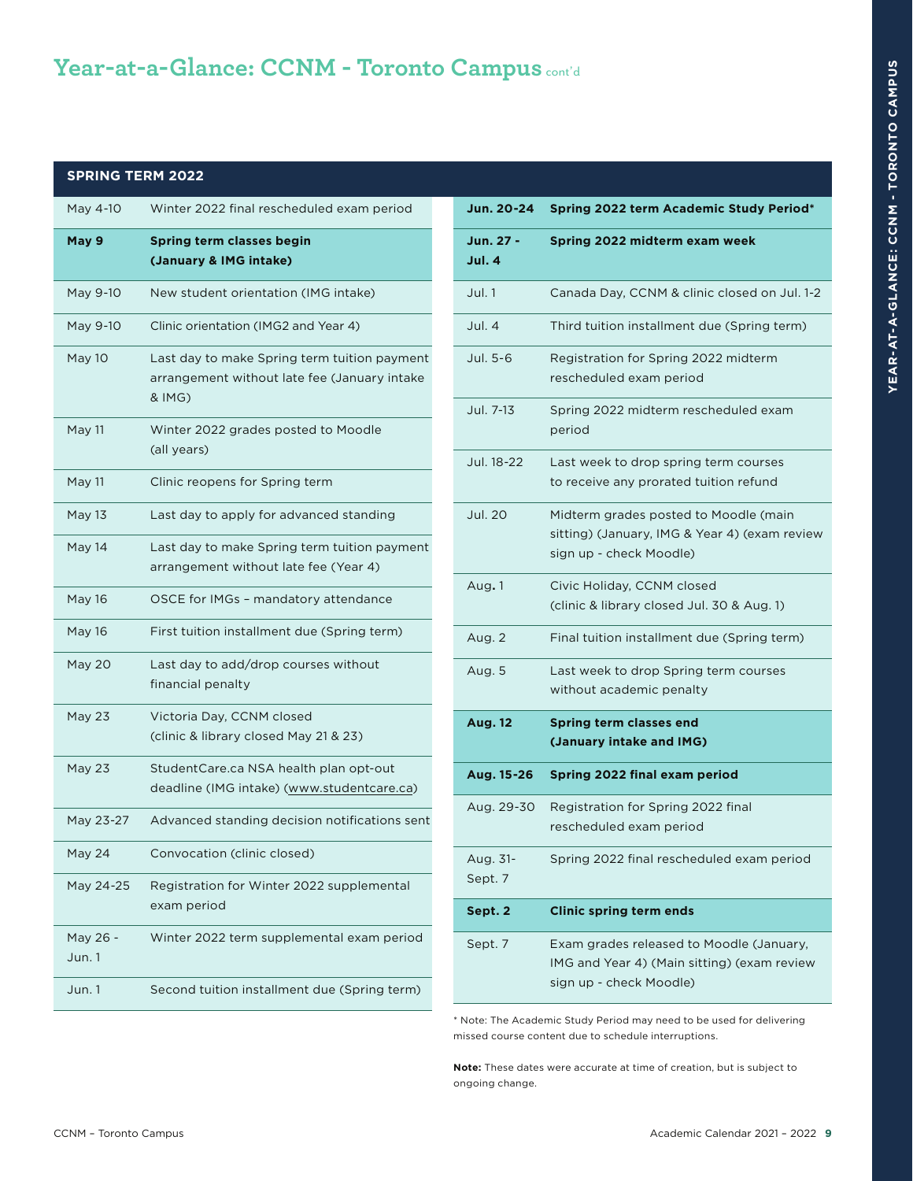# Year-at-a-Glance: CCNM - Toronto Campus cont'd

## SPRING TERM 2022

| | |
|---|---|
| May 4-10 | Winter 2022 final rescheduled exam period |
| **May 9** | **Spring term classes begin (January & IMG intake)** |
| May 9-10 | New student orientation (IMG intake) |
| May 9-10 | Clinic orientation (IMG2 and Year 4) |
| May 10 | Last day to make Spring term tuition payment arrangement without late fee (January intake & IMG) |
| May 11 | Winter 2022 grades posted to Moodle (all years) |
| May 11 | Clinic reopens for Spring term |
| May 13 | Last day to apply for advanced standing |
| May 14 | Last day to make Spring term tuition payment arrangement without late fee (Year 4) |
| May 16 | OSCE for IMGs – mandatory attendance |
| May 16 | First tuition installment due (Spring term) |
| May 20 | Last day to add/drop courses without financial penalty |
| May 23 | Victoria Day, CCNM closed (clinic & library closed May 21 & 23) |
| May 23 | StudentCare.ca NSA health plan opt-out deadline (IMG intake) (www.studentcare.ca) |
| May 23-27 | Advanced standing decision notifications sent |
| May 24 | Convocation (clinic closed) |
| May 24-25 | Registration for Winter 2022 supplemental exam period |
| May 26 - Jun. 1 | Winter 2022 term supplemental exam period |
| Jun. 1 | Second tuition installment due (Spring term) |
| **Jun. 20-24** | **Spring 2022 term Academic Study Period*** |
| **Jun. 27 - Jul. 4** | **Spring 2022 midterm exam week** |
| Jul. 1 | Canada Day, CCNM & clinic closed on Jul. 1-2 |
| Jul. 4 | Third tuition installment due (Spring term) |
| Jul. 5-6 | Registration for Spring 2022 midterm rescheduled exam period |
| Jul. 7-13 | Spring 2022 midterm rescheduled exam period |
| Jul. 18-22 | Last week to drop spring term courses to receive any prorated tuition refund |
| Jul. 20 | Midterm grades posted to Moodle (main sitting) (January, IMG & Year 4) (exam review sign up - check Moodle) |
| Aug. 1 | Civic Holiday, CCNM closed (clinic & library closed Jul. 30 & Aug. 1) |
| Aug. 2 | Final tuition installment due (Spring term) |
| Aug. 5 | Last week to drop Spring term courses without academic penalty |
| **Aug. 12** | **Spring term classes end (January intake and IMG)** |
| **Aug. 15-26** | **Spring 2022 final exam period** |
| Aug. 29-30 | Registration for Spring 2022 final rescheduled exam period |
| Aug. 31- Sept. 7 | Spring 2022 final rescheduled exam period |
| **Sept. 2** | **Clinic spring term ends** |
| Sept. 7 | Exam grades released to Moodle (January, IMG and Year 4) (Main sitting) (exam review sign up - check Moodle) |

* Note: The Academic Study Period may need to be used for delivering missed course content due to schedule interruptions.

**Note:** These dates were accurate at time of creation, but is subject to ongoing change.